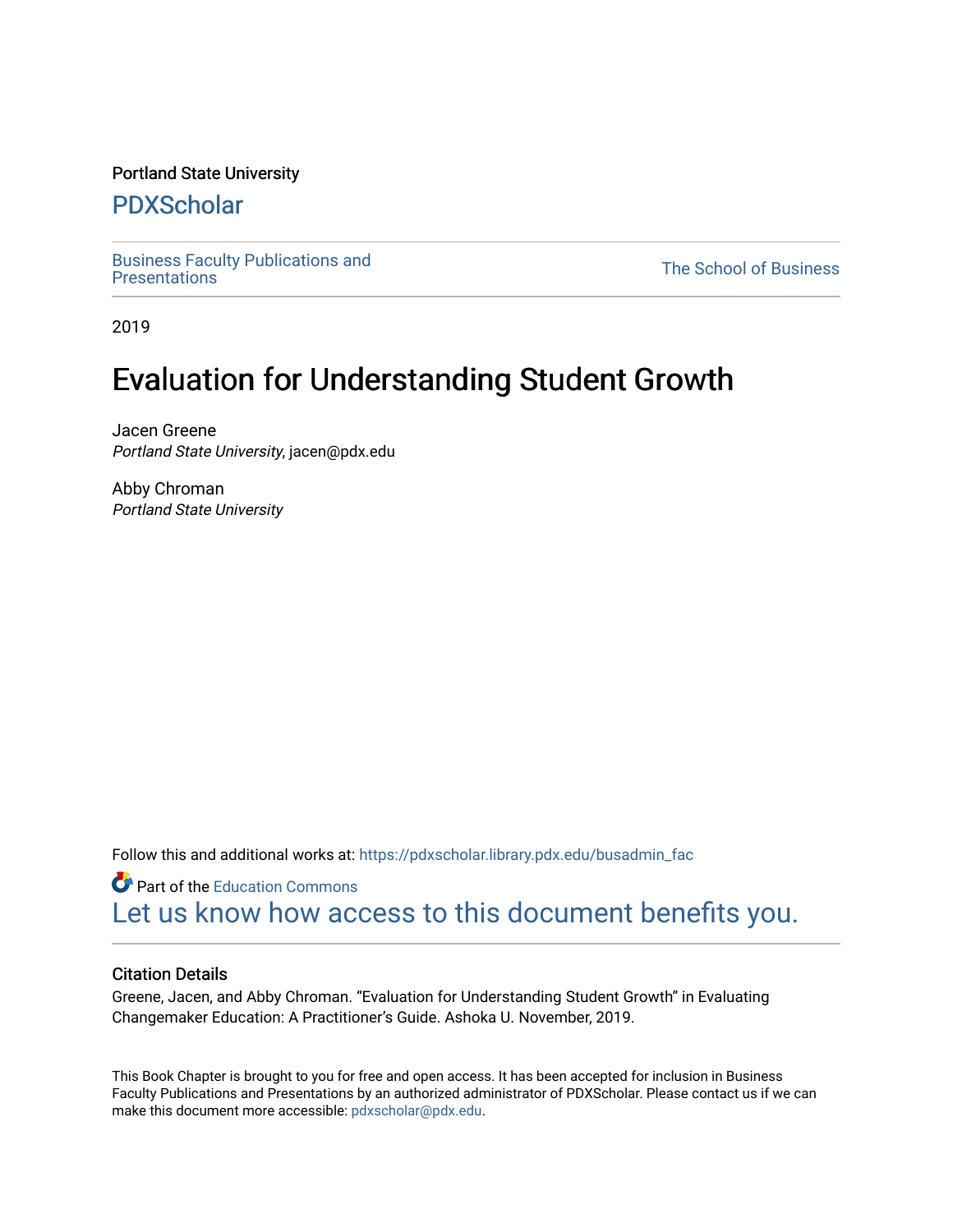Portland State University

# PDXScholar

Business Faculty Publications and Presentations

The School of Business

2019

# Evaluation for Understanding Student Growth

Jacen Greene
*Portland State University*, jacen@pdx.edu

Abby Chroman
*Portland State University*

Follow this and additional works at: https://pdxscholar.library.pdx.edu/busadmin_fac

Part of the Education Commons

Let us know how access to this document benefits you.

### Citation Details

Greene, Jacen, and Abby Chroman. "Evaluation for Understanding Student Growth" in Evaluating Changemaker Education: A Practitioner's Guide. Ashoka U. November, 2019.

This Book Chapter is brought to you for free and open access. It has been accepted for inclusion in Business Faculty Publications and Presentations by an authorized administrator of PDXScholar. Please contact us if we can make this document more accessible: pdxscholar@pdx.edu.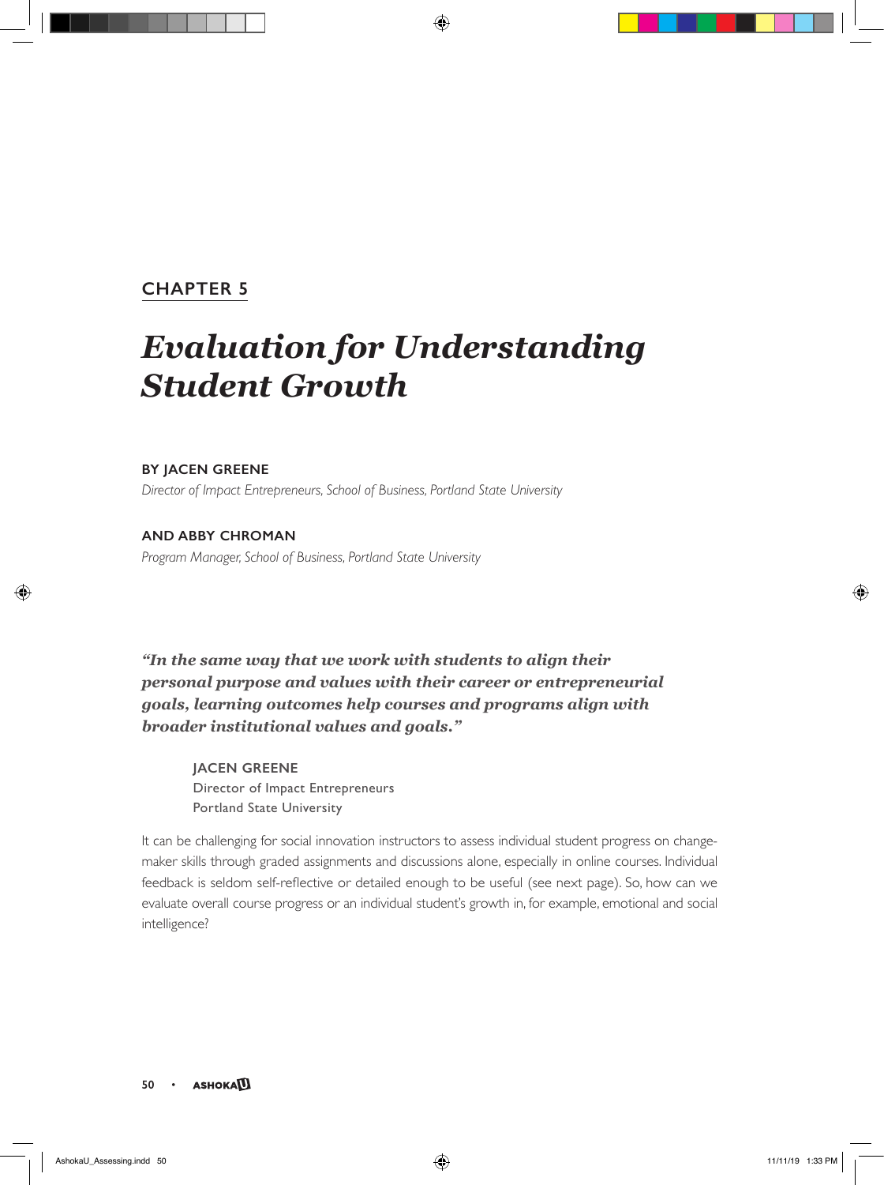## CHAPTER 5

# *Evaluation for Understanding Student Growth*

**BY JACEN GREENE**

*Director of Impact Entrepreneurs, School of Business, Portland State University*

**AND ABBY CHROMAN**

*Program Manager, School of Business, Portland State University*

***"In the same way that we work with students to align their personal purpose and values with their career or entrepreneurial goals, learning outcomes help courses and programs align with broader institutional values and goals."***

> JACEN GREENE
> Director of Impact Entrepreneurs
> Portland State University

It can be challenging for social innovation instructors to assess individual student progress on changemaker skills through graded assignments and discussions alone, especially in online courses. Individual feedback is seldom self-reflective or detailed enough to be useful (see next page). So, how can we evaluate overall course progress or an individual student's growth in, for example, emotional and social intelligence?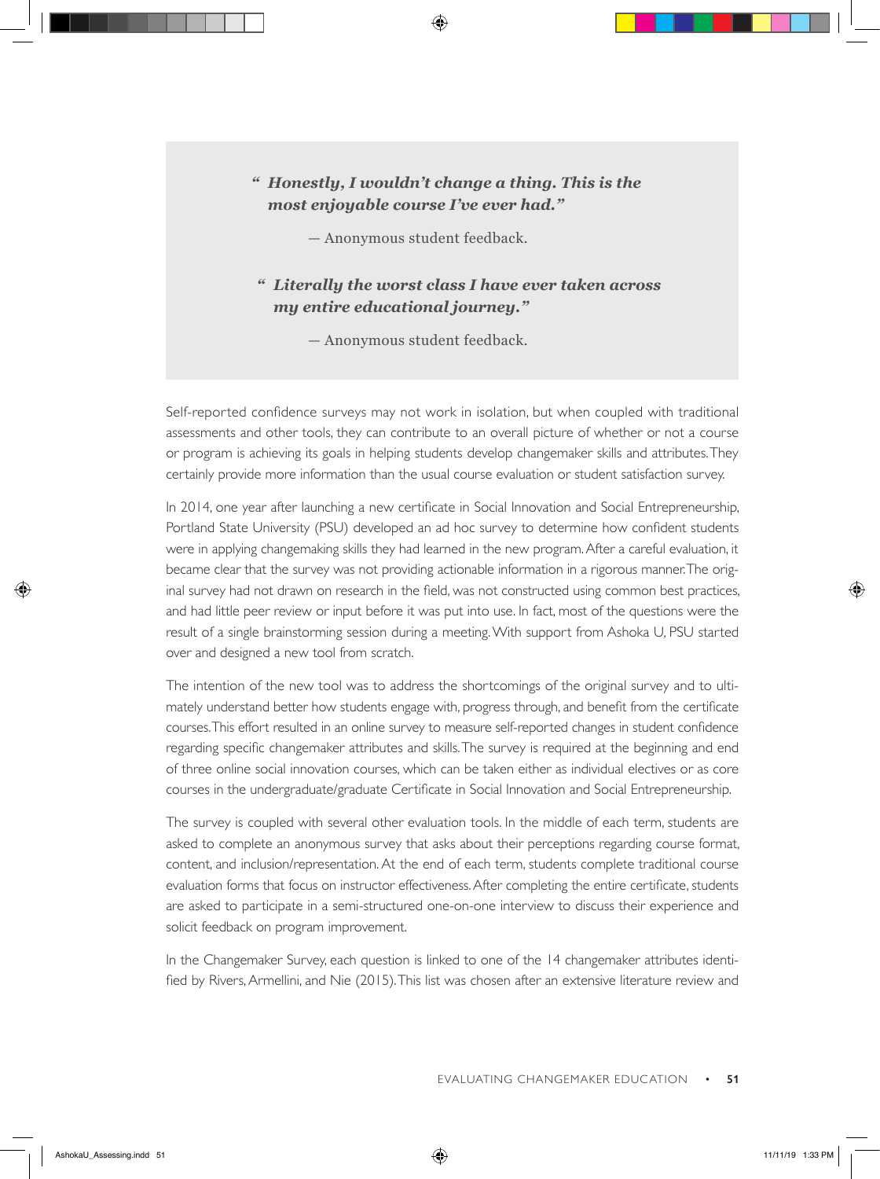> *“ **Honestly, I wouldn’t change a thing. This is the most enjoyable course I’ve ever had.”***
>
> — Anonymous student feedback.
>
> *“ **Literally the worst class I have ever taken across my entire educational journey.”***
>
> — Anonymous student feedback.

Self-reported confidence surveys may not work in isolation, but when coupled with traditional assessments and other tools, they can contribute to an overall picture of whether or not a course or program is achieving its goals in helping students develop changemaker skills and attributes. They certainly provide more information than the usual course evaluation or student satisfaction survey.

In 2014, one year after launching a new certificate in Social Innovation and Social Entrepreneurship, Portland State University (PSU) developed an ad hoc survey to determine how confident students were in applying changemaking skills they had learned in the new program. After a careful evaluation, it became clear that the survey was not providing actionable information in a rigorous manner. The original survey had not drawn on research in the field, was not constructed using common best practices, and had little peer review or input before it was put into use. In fact, most of the questions were the result of a single brainstorming session during a meeting. With support from Ashoka U, PSU started over and designed a new tool from scratch.

The intention of the new tool was to address the shortcomings of the original survey and to ultimately understand better how students engage with, progress through, and benefit from the certificate courses. This effort resulted in an online survey to measure self-reported changes in student confidence regarding specific changemaker attributes and skills. The survey is required at the beginning and end of three online social innovation courses, which can be taken either as individual electives or as core courses in the undergraduate/graduate Certificate in Social Innovation and Social Entrepreneurship.

The survey is coupled with several other evaluation tools. In the middle of each term, students are asked to complete an anonymous survey that asks about their perceptions regarding course format, content, and inclusion/representation. At the end of each term, students complete traditional course evaluation forms that focus on instructor effectiveness. After completing the entire certificate, students are asked to participate in a semi-structured one-on-one interview to discuss their experience and solicit feedback on program improvement.

In the Changemaker Survey, each question is linked to one of the 14 changemaker attributes identified by Rivers, Armellini, and Nie (2015). This list was chosen after an extensive literature review and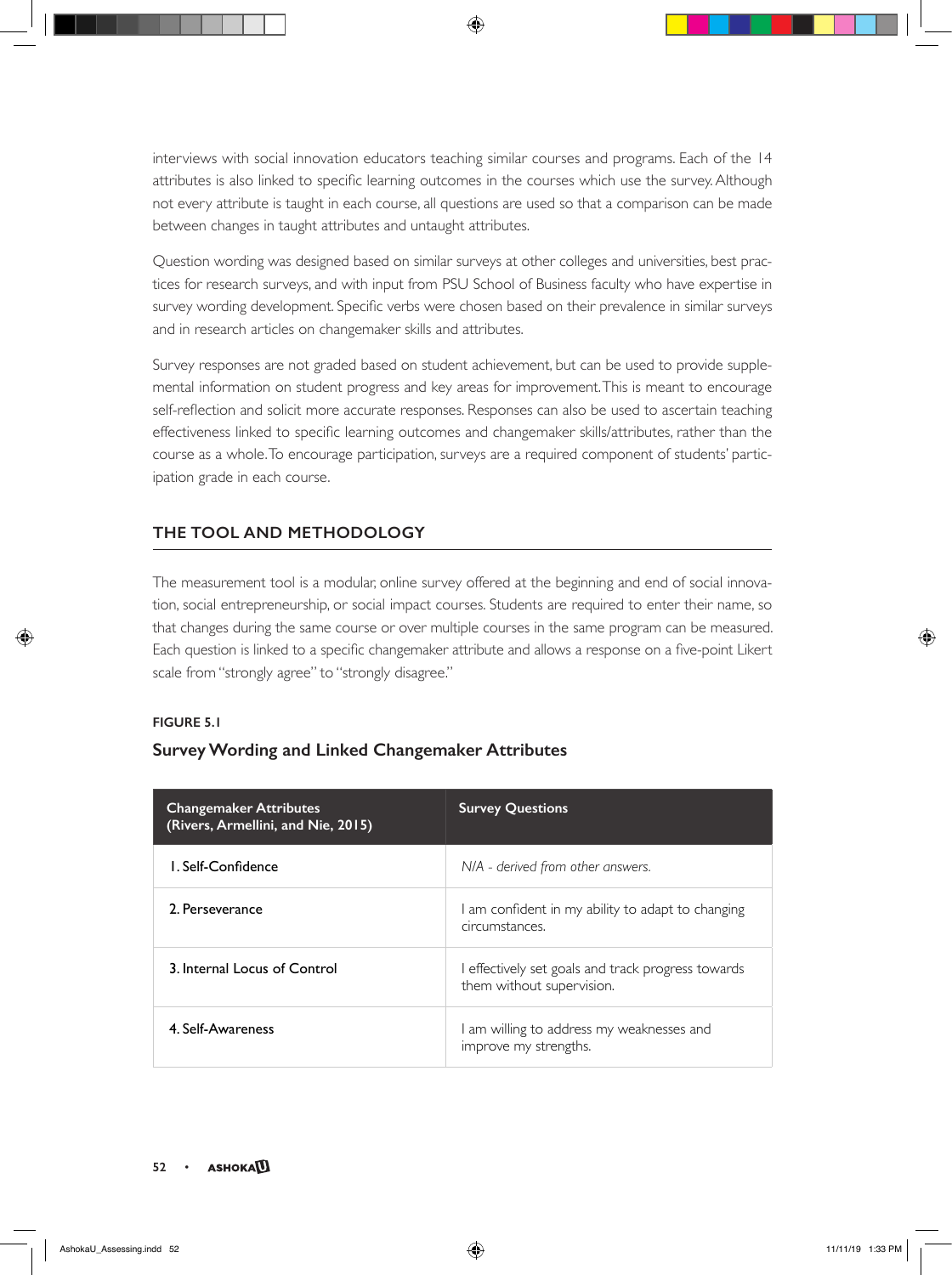interviews with social innovation educators teaching similar courses and programs. Each of the 14 attributes is also linked to specific learning outcomes in the courses which use the survey. Although not every attribute is taught in each course, all questions are used so that a comparison can be made between changes in taught attributes and untaught attributes.

Question wording was designed based on similar surveys at other colleges and universities, best practices for research surveys, and with input from PSU School of Business faculty who have expertise in survey wording development. Specific verbs were chosen based on their prevalence in similar surveys and in research articles on changemaker skills and attributes.

Survey responses are not graded based on student achievement, but can be used to provide supplemental information on student progress and key areas for improvement. This is meant to encourage self-reflection and solicit more accurate responses. Responses can also be used to ascertain teaching effectiveness linked to specific learning outcomes and changemaker skills/attributes, rather than the course as a whole. To encourage participation, surveys are a required component of students' participation grade in each course.

## THE TOOL AND METHODOLOGY

The measurement tool is a modular, online survey offered at the beginning and end of social innovation, social entrepreneurship, or social impact courses. Students are required to enter their name, so that changes during the same course or over multiple courses in the same program can be measured. Each question is linked to a specific changemaker attribute and allows a response on a five-point Likert scale from "strongly agree" to "strongly disagree."

**FIGURE 5.1**

### Survey Wording and Linked Changemaker Attributes

| Changemaker Attributes (Rivers, Armellini, and Nie, 2015) | Survey Questions |
|---|---|
| 1. Self-Confidence | *N/A - derived from other answers.* |
| 2. Perseverance | I am confident in my ability to adapt to changing circumstances. |
| 3. Internal Locus of Control | I effectively set goals and track progress towards them without supervision. |
| 4. Self-Awareness | I am willing to address my weaknesses and improve my strengths. |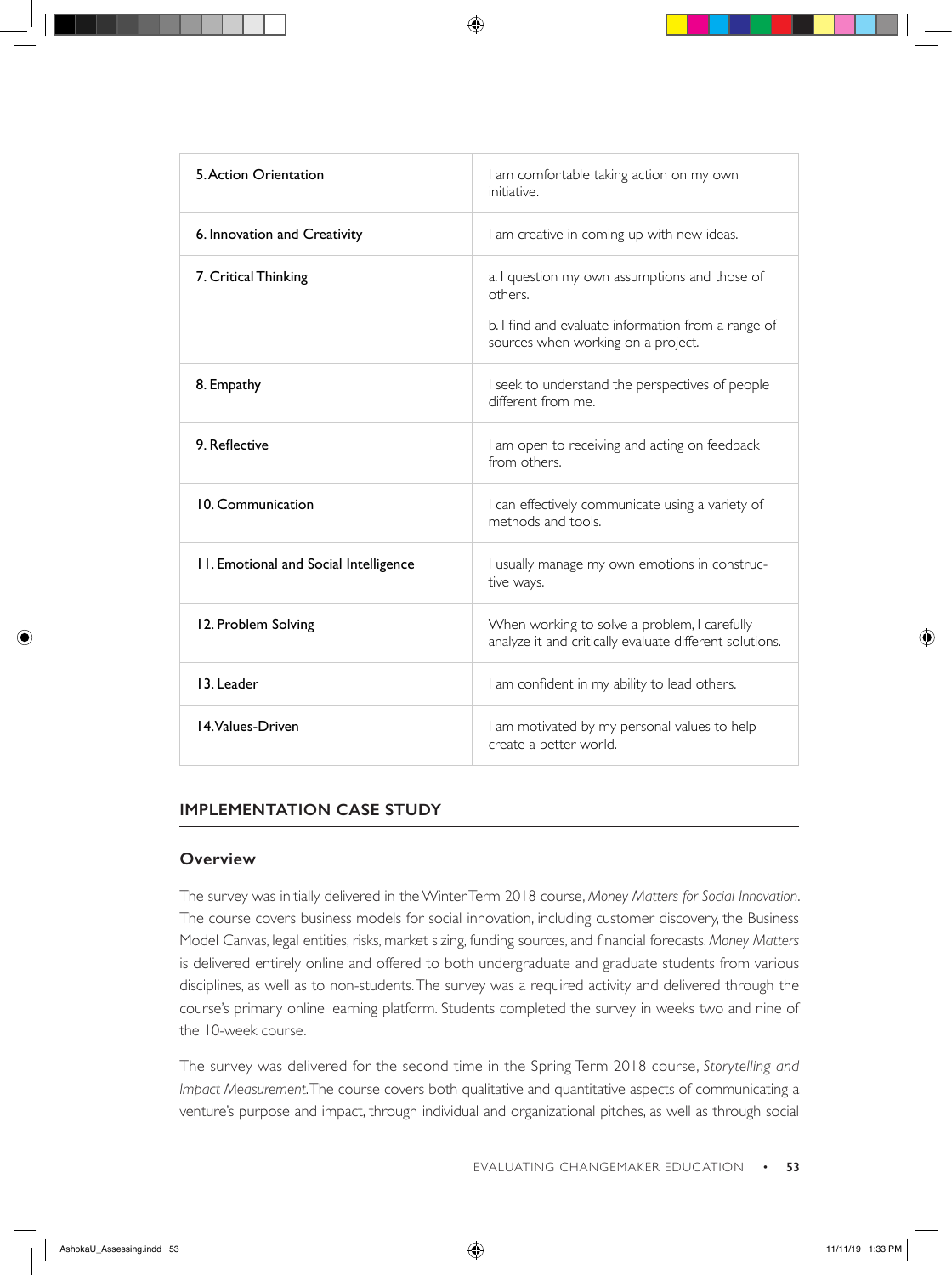| | |
|---|---|
| 5. Action Orientation | I am comfortable taking action on my own initiative. |
| 6. Innovation and Creativity | I am creative in coming up with new ideas. |
| 7. Critical Thinking | a. I question my own assumptions and those of others.<br><br>b. I find and evaluate information from a range of sources when working on a project. |
| 8. Empathy | I seek to understand the perspectives of people different from me. |
| 9. Reflective | I am open to receiving and acting on feedback from others. |
| 10. Communication | I can effectively communicate using a variety of methods and tools. |
| 11. Emotional and Social Intelligence | I usually manage my own emotions in constructive ways. |
| 12. Problem Solving | When working to solve a problem, I carefully analyze it and critically evaluate different solutions. |
| 13. Leader | I am confident in my ability to lead others. |
| 14. Values-Driven | I am motivated by my personal values to help create a better world. |

## IMPLEMENTATION CASE STUDY

### Overview

The survey was initially delivered in the Winter Term 2018 course, *Money Matters for Social Innovation*. The course covers business models for social innovation, including customer discovery, the Business Model Canvas, legal entities, risks, market sizing, funding sources, and financial forecasts. *Money Matters* is delivered entirely online and offered to both undergraduate and graduate students from various disciplines, as well as to non-students. The survey was a required activity and delivered through the course's primary online learning platform. Students completed the survey in weeks two and nine of the 10-week course.

The survey was delivered for the second time in the Spring Term 2018 course, *Storytelling and Impact Measurement*. The course covers both qualitative and quantitative aspects of communicating a venture's purpose and impact, through individual and organizational pitches, as well as through social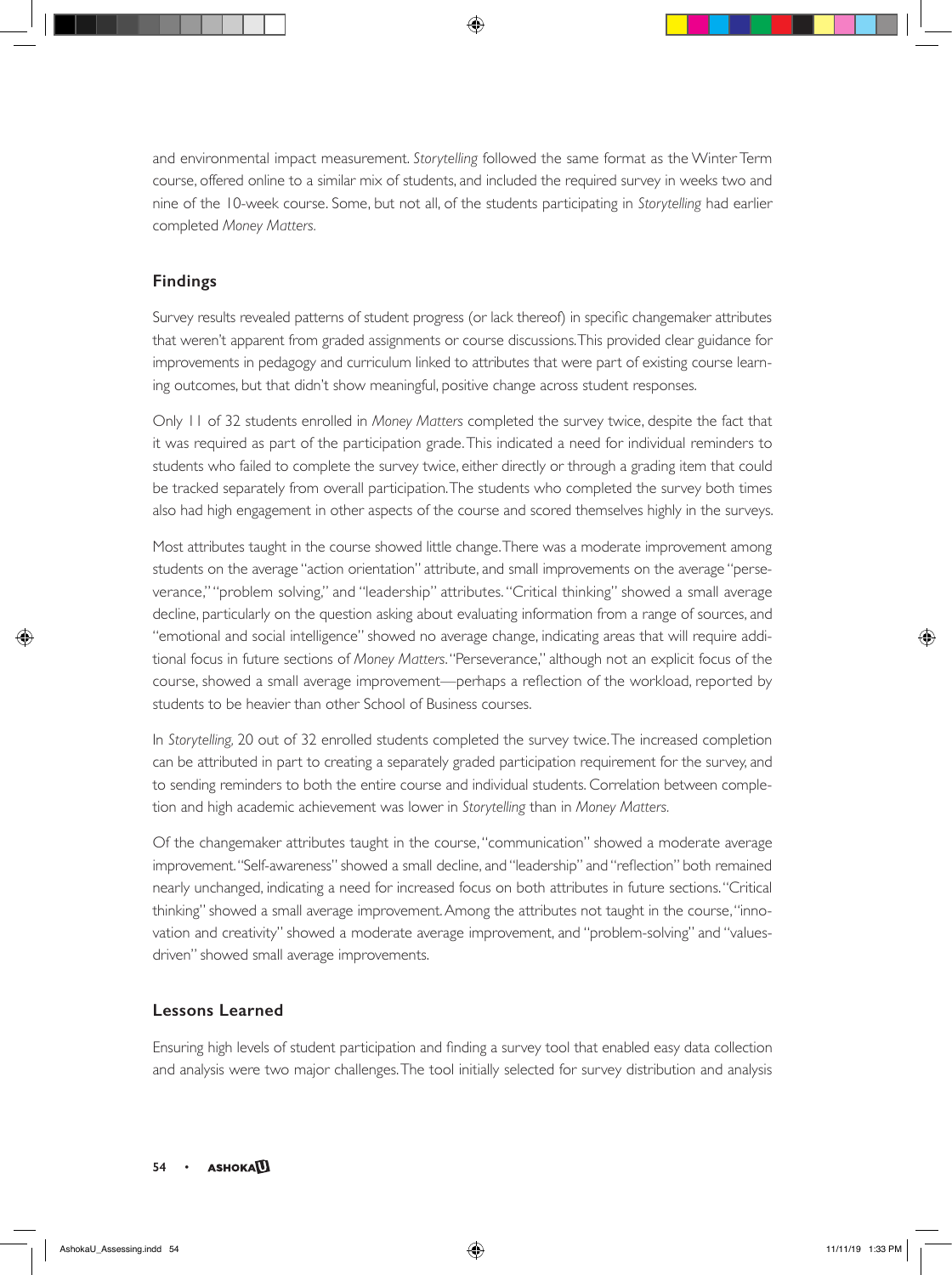and environmental impact measurement. *Storytelling* followed the same format as the Winter Term course, offered online to a similar mix of students, and included the required survey in weeks two and nine of the 10-week course. Some, but not all, of the students participating in *Storytelling* had earlier completed *Money Matters*.

## Findings

Survey results revealed patterns of student progress (or lack thereof) in specific changemaker attributes that weren't apparent from graded assignments or course discussions. This provided clear guidance for improvements in pedagogy and curriculum linked to attributes that were part of existing course learning outcomes, but that didn't show meaningful, positive change across student responses.

Only 11 of 32 students enrolled in *Money Matters* completed the survey twice, despite the fact that it was required as part of the participation grade. This indicated a need for individual reminders to students who failed to complete the survey twice, either directly or through a grading item that could be tracked separately from overall participation. The students who completed the survey both times also had high engagement in other aspects of the course and scored themselves highly in the surveys.

Most attributes taught in the course showed little change. There was a moderate improvement among students on the average "action orientation" attribute, and small improvements on the average "perseverance," "problem solving," and "leadership" attributes. "Critical thinking" showed a small average decline, particularly on the question asking about evaluating information from a range of sources, and "emotional and social intelligence" showed no average change, indicating areas that will require additional focus in future sections of *Money Matters*. "Perseverance," although not an explicit focus of the course, showed a small average improvement—perhaps a reflection of the workload, reported by students to be heavier than other School of Business courses.

In *Storytelling,* 20 out of 32 enrolled students completed the survey twice. The increased completion can be attributed in part to creating a separately graded participation requirement for the survey, and to sending reminders to both the entire course and individual students. Correlation between completion and high academic achievement was lower in *Storytelling* than in *Money Matters*.

Of the changemaker attributes taught in the course, "communication" showed a moderate average improvement. "Self-awareness" showed a small decline, and "leadership" and "reflection" both remained nearly unchanged, indicating a need for increased focus on both attributes in future sections. "Critical thinking" showed a small average improvement. Among the attributes not taught in the course, "innovation and creativity" showed a moderate average improvement, and "problem-solving" and "values-driven" showed small average improvements.

## Lessons Learned

Ensuring high levels of student participation and finding a survey tool that enabled easy data collection and analysis were two major challenges. The tool initially selected for survey distribution and analysis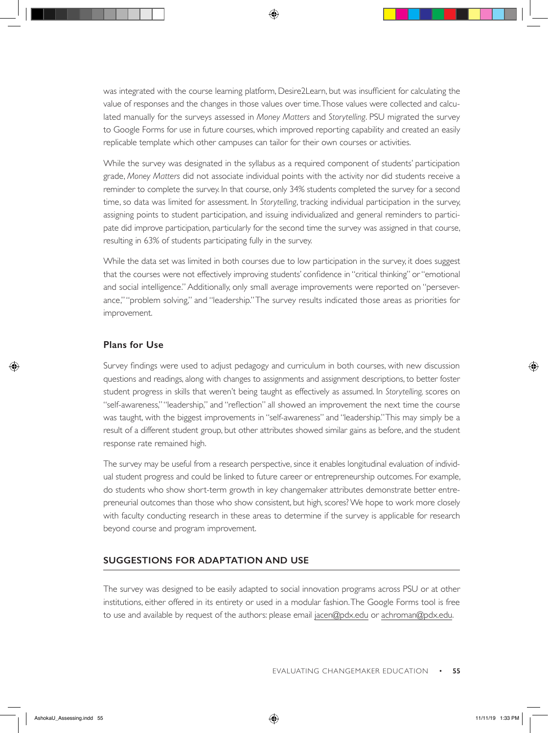was integrated with the course learning platform, Desire2Learn, but was insufficient for calculating the value of responses and the changes in those values over time. Those values were collected and calculated manually for the surveys assessed in *Money Matters* and *Storytelling*. PSU migrated the survey to Google Forms for use in future courses, which improved reporting capability and created an easily replicable template which other campuses can tailor for their own courses or activities.

While the survey was designated in the syllabus as a required component of students' participation grade, *Money Matters* did not associate individual points with the activity nor did students receive a reminder to complete the survey. In that course, only 34% students completed the survey for a second time, so data was limited for assessment. In *Storytelling*, tracking individual participation in the survey, assigning points to student participation, and issuing individualized and general reminders to participate did improve participation, particularly for the second time the survey was assigned in that course, resulting in 63% of students participating fully in the survey.

While the data set was limited in both courses due to low participation in the survey, it does suggest that the courses were not effectively improving students' confidence in "critical thinking" or "emotional and social intelligence." Additionally, only small average improvements were reported on "perseverance," "problem solving," and "leadership." The survey results indicated those areas as priorities for improvement.

### Plans for Use

Survey findings were used to adjust pedagogy and curriculum in both courses, with new discussion questions and readings, along with changes to assignments and assignment descriptions, to better foster student progress in skills that weren't being taught as effectively as assumed. In *Storytelling,* scores on "self-awareness," "leadership," and "reflection" all showed an improvement the next time the course was taught, with the biggest improvements in "self-awareness" and "leadership." This may simply be a result of a different student group, but other attributes showed similar gains as before, and the student response rate remained high.

The survey may be useful from a research perspective, since it enables longitudinal evaluation of individual student progress and could be linked to future career or entrepreneurship outcomes. For example, do students who show short-term growth in key changemaker attributes demonstrate better entrepreneurial outcomes than those who show consistent, but high, scores? We hope to work more closely with faculty conducting research in these areas to determine if the survey is applicable for research beyond course and program improvement.

## SUGGESTIONS FOR ADAPTATION AND USE

The survey was designed to be easily adapted to social innovation programs across PSU or at other institutions, either offered in its entirety or used in a modular fashion. The Google Forms tool is free to use and available by request of the authors: please email jacen@pdx.edu or achroman@pdx.edu.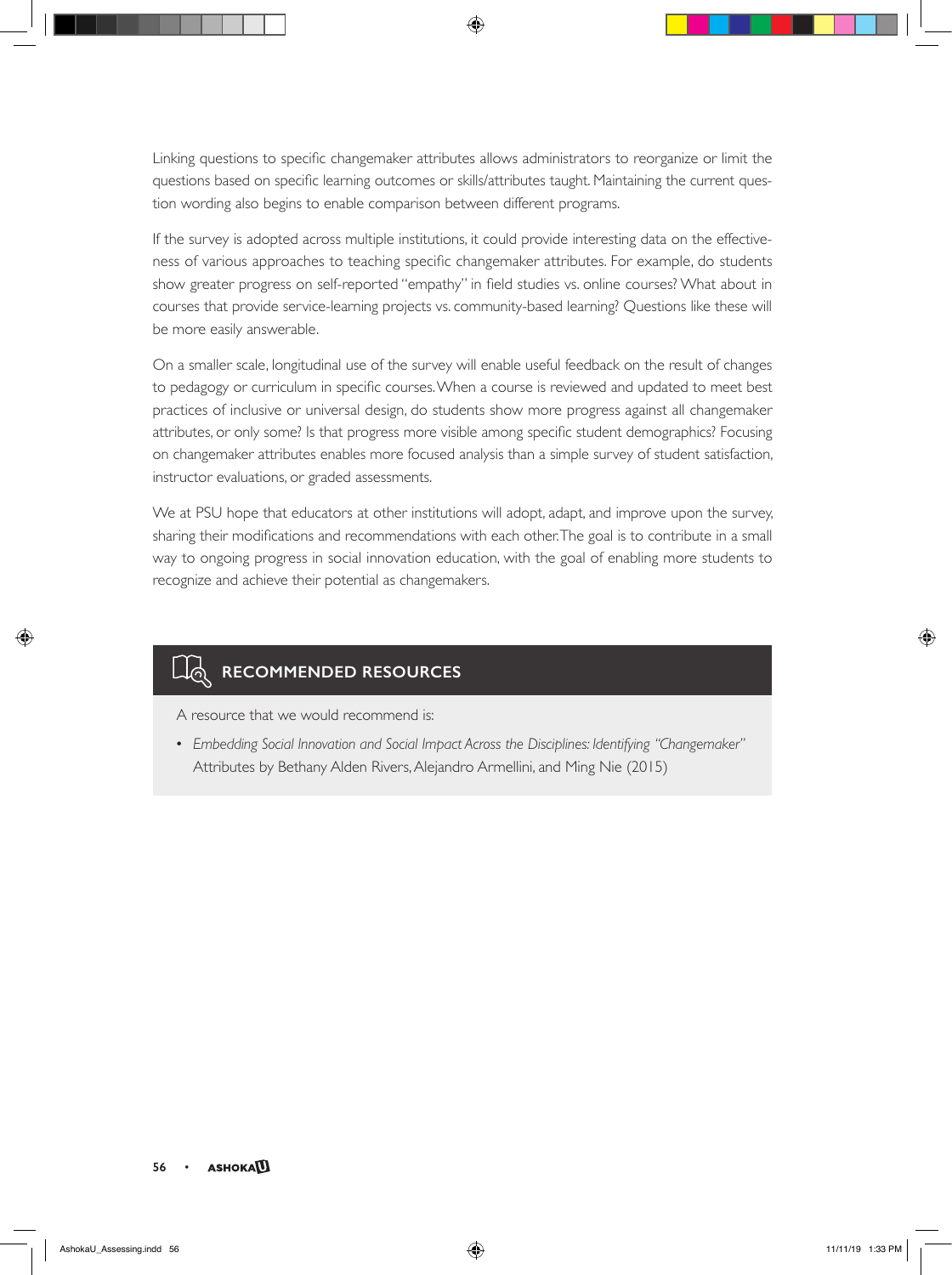Linking questions to specific changemaker attributes allows administrators to reorganize or limit the questions based on specific learning outcomes or skills/attributes taught. Maintaining the current question wording also begins to enable comparison between different programs.

If the survey is adopted across multiple institutions, it could provide interesting data on the effectiveness of various approaches to teaching specific changemaker attributes. For example, do students show greater progress on self-reported "empathy" in field studies vs. online courses? What about in courses that provide service-learning projects vs. community-based learning? Questions like these will be more easily answerable.

On a smaller scale, longitudinal use of the survey will enable useful feedback on the result of changes to pedagogy or curriculum in specific courses. When a course is reviewed and updated to meet best practices of inclusive or universal design, do students show more progress against all changemaker attributes, or only some? Is that progress more visible among specific student demographics? Focusing on changemaker attributes enables more focused analysis than a simple survey of student satisfaction, instructor evaluations, or graded assessments.

We at PSU hope that educators at other institutions will adopt, adapt, and improve upon the survey, sharing their modifications and recommendations with each other. The goal is to contribute in a small way to ongoing progress in social innovation education, with the goal of enabling more students to recognize and achieve their potential as changemakers.

## RECOMMENDED RESOURCES

A resource that we would recommend is:

- *Embedding Social Innovation and Social Impact Across the Disciplines: Identifying "Changemaker"* Attributes by Bethany Alden Rivers, Alejandro Armellini, and Ming Nie (2015)